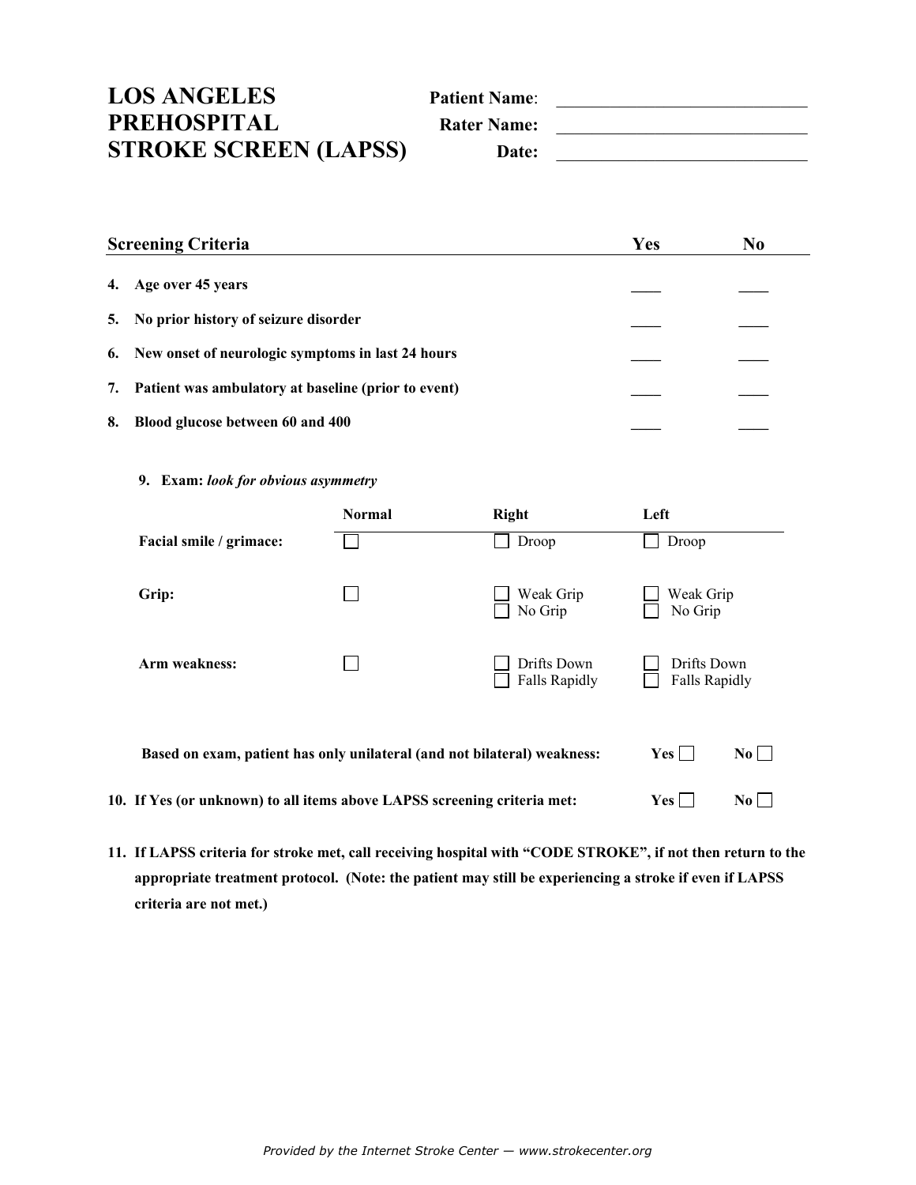# LOS ANGELES PREHOSPITAL STROKE SCREEN (LAPSS)

**Patient Name**: ____________________

**Rater Name:** ____________________

**Date:** ____________________

| Screening Criteria | Yes | No |
|---|---|---|
| **4. Age over 45 years** | ____ | ____ |
| **5. No prior history of seizure disorder** | ____ | ____ |
| **6. New onset of neurologic symptoms in last 24 hours** | ____ | ____ |
| **7. Patient was ambulatory at baseline (prior to event)** | ____ | ____ |
| **8. Blood glucose between 60 and 400** | ____ | ____ |

**9. Exam:** ***look for obvious asymmetry***

| | Normal | Right | Left |
|---|---|---|---|
| **Facial smile / grimace:** | ☐ | ☐ Droop | ☐ Droop |
| **Grip:** | ☐ | ☐ Weak Grip<br>☐ No Grip | ☐ Weak Grip<br>☐ No Grip |
| **Arm weakness:** | ☐ | ☐ Drifts Down<br>☐ Falls Rapidly | ☐ Drifts Down<br>☐ Falls Rapidly |

**Based on exam, patient has only unilateral (and not bilateral) weakness:** **Yes** ☐ **No** ☐

**10. If Yes (or unknown) to all items above LAPSS screening criteria met:** **Yes** ☐ **No** ☐

**11. If LAPSS criteria for stroke met, call receiving hospital with "CODE STROKE", if not then return to the appropriate treatment protocol. (Note: the patient may still be experiencing a stroke if even if LAPSS criteria are not met.)**

*Provided by the Internet Stroke Center — www.strokecenter.org*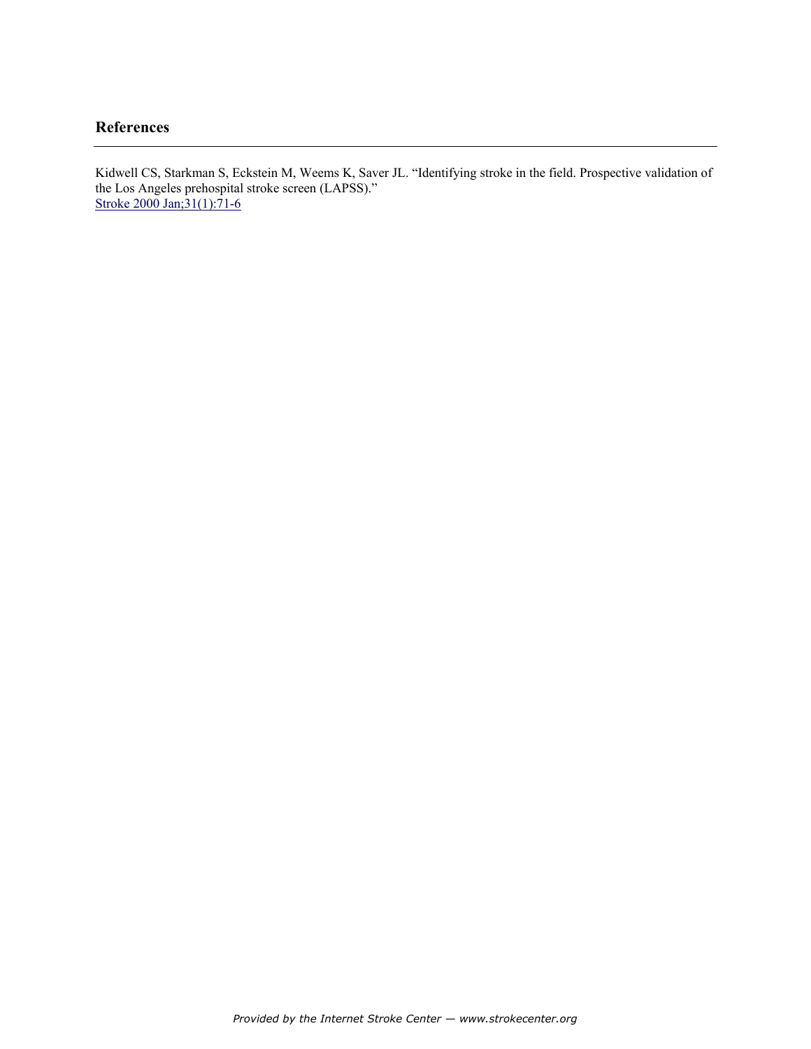## References

Kidwell CS, Starkman S, Eckstein M, Weems K, Saver JL. "Identifying stroke in the field. Prospective validation of the Los Angeles prehospital stroke screen (LAPSS)."
Stroke 2000 Jan;31(1):71-6